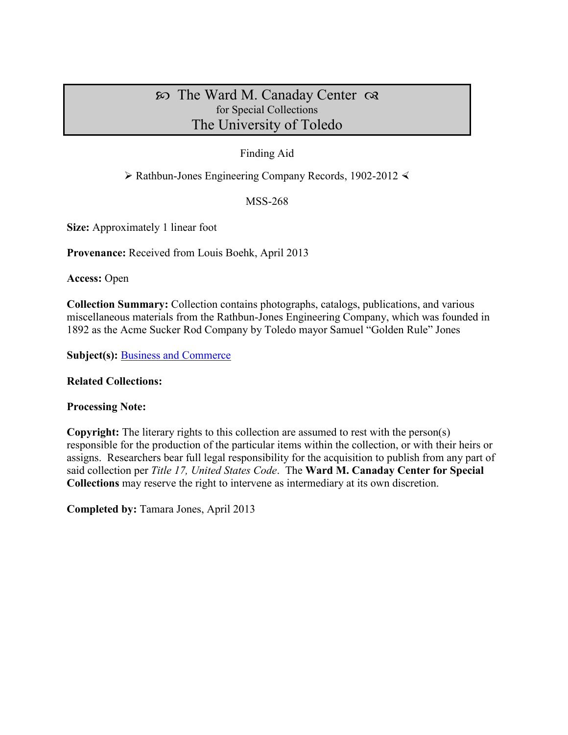# ꕤ The Ward M. Canaday Center ꕤ
for Special Collections
## The University of Toledo

Finding Aid

➢ Rathbun-Jones Engineering Company Records, 1902-2012 ≺

MSS-268

**Size:** Approximately 1 linear foot

**Provenance:** Received from Louis Boehk, April 2013

**Access:** Open

**Collection Summary:** Collection contains photographs, catalogs, publications, and various miscellaneous materials from the Rathbun-Jones Engineering Company, which was founded in 1892 as the Acme Sucker Rod Company by Toledo mayor Samuel "Golden Rule" Jones

**Subject(s):** Business and Commerce

**Related Collections:**

**Processing Note:**

**Copyright:** The literary rights to this collection are assumed to rest with the person(s) responsible for the production of the particular items within the collection, or with their heirs or assigns. Researchers bear full legal responsibility for the acquisition to publish from any part of said collection per *Title 17, United States Code*. The **Ward M. Canaday Center for Special Collections** may reserve the right to intervene as intermediary at its own discretion.

**Completed by:** Tamara Jones, April 2013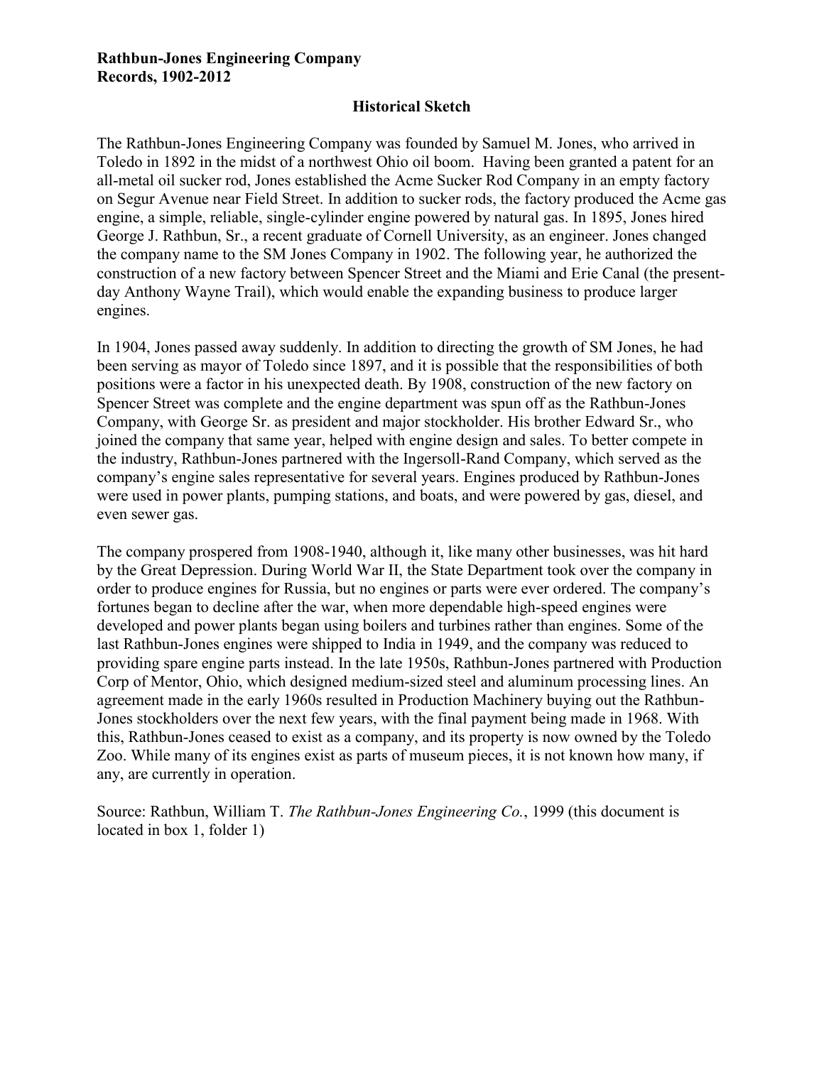**Rathbun-Jones Engineering Company**
**Records, 1902-2012**

## Historical Sketch

The Rathbun-Jones Engineering Company was founded by Samuel M. Jones, who arrived in Toledo in 1892 in the midst of a northwest Ohio oil boom. Having been granted a patent for an all-metal oil sucker rod, Jones established the Acme Sucker Rod Company in an empty factory on Segur Avenue near Field Street. In addition to sucker rods, the factory produced the Acme gas engine, a simple, reliable, single-cylinder engine powered by natural gas. In 1895, Jones hired George J. Rathbun, Sr., a recent graduate of Cornell University, as an engineer. Jones changed the company name to the SM Jones Company in 1902. The following year, he authorized the construction of a new factory between Spencer Street and the Miami and Erie Canal (the present-day Anthony Wayne Trail), which would enable the expanding business to produce larger engines.

In 1904, Jones passed away suddenly. In addition to directing the growth of SM Jones, he had been serving as mayor of Toledo since 1897, and it is possible that the responsibilities of both positions were a factor in his unexpected death. By 1908, construction of the new factory on Spencer Street was complete and the engine department was spun off as the Rathbun-Jones Company, with George Sr. as president and major stockholder. His brother Edward Sr., who joined the company that same year, helped with engine design and sales. To better compete in the industry, Rathbun-Jones partnered with the Ingersoll-Rand Company, which served as the company's engine sales representative for several years. Engines produced by Rathbun-Jones were used in power plants, pumping stations, and boats, and were powered by gas, diesel, and even sewer gas.

The company prospered from 1908-1940, although it, like many other businesses, was hit hard by the Great Depression. During World War II, the State Department took over the company in order to produce engines for Russia, but no engines or parts were ever ordered. The company's fortunes began to decline after the war, when more dependable high-speed engines were developed and power plants began using boilers and turbines rather than engines. Some of the last Rathbun-Jones engines were shipped to India in 1949, and the company was reduced to providing spare engine parts instead. In the late 1950s, Rathbun-Jones partnered with Production Corp of Mentor, Ohio, which designed medium-sized steel and aluminum processing lines. An agreement made in the early 1960s resulted in Production Machinery buying out the Rathbun-Jones stockholders over the next few years, with the final payment being made in 1968. With this, Rathbun-Jones ceased to exist as a company, and its property is now owned by the Toledo Zoo. While many of its engines exist as parts of museum pieces, it is not known how many, if any, are currently in operation.

Source: Rathbun, William T. *The Rathbun-Jones Engineering Co.*, 1999 (this document is located in box 1, folder 1)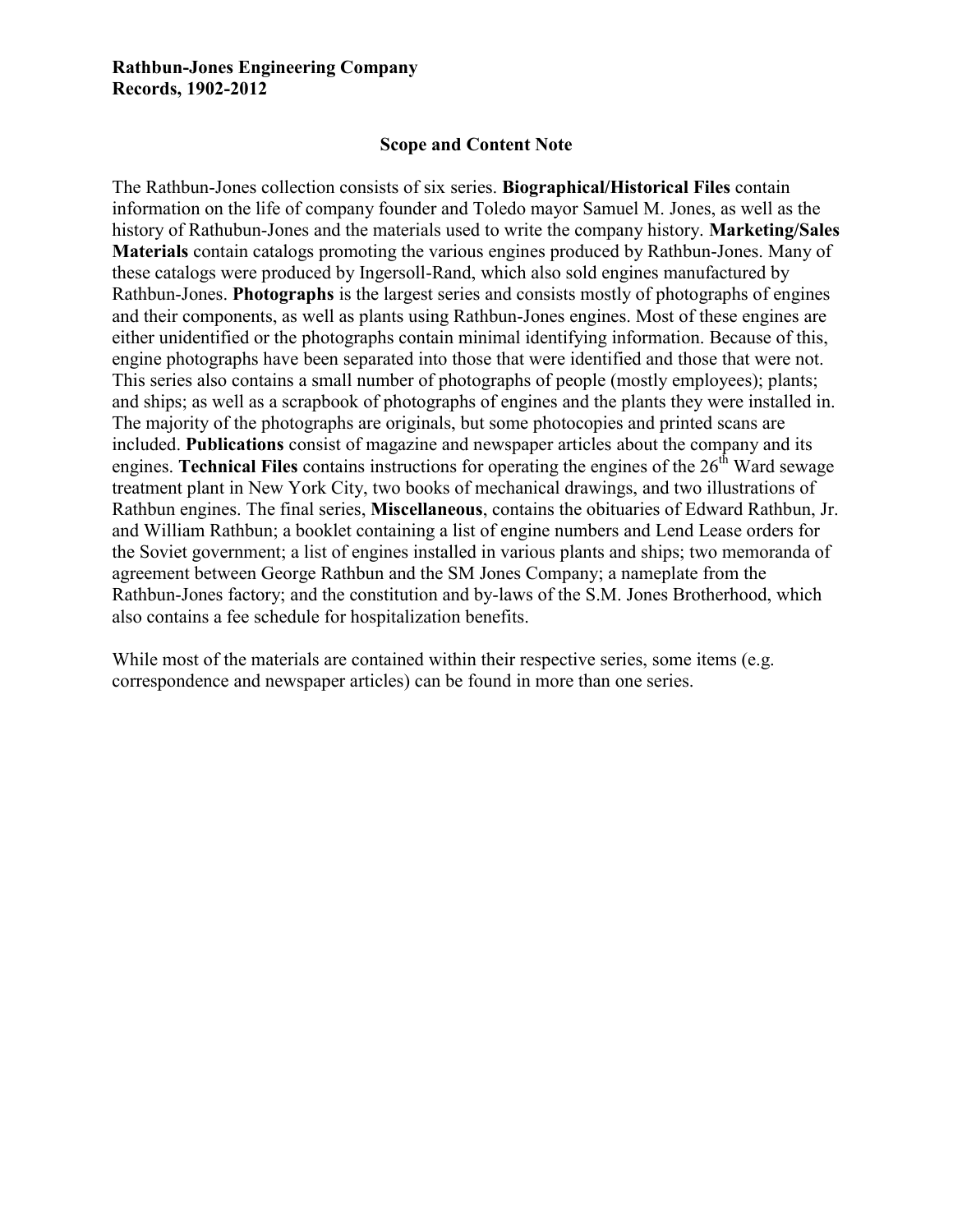**Rathbun-Jones Engineering Company**
**Records, 1902-2012**

## Scope and Content Note

The Rathbun-Jones collection consists of six series. **Biographical/Historical Files** contain information on the life of company founder and Toledo mayor Samuel M. Jones, as well as the history of Rathubun-Jones and the materials used to write the company history. **Marketing/Sales Materials** contain catalogs promoting the various engines produced by Rathbun-Jones. Many of these catalogs were produced by Ingersoll-Rand, which also sold engines manufactured by Rathbun-Jones. **Photographs** is the largest series and consists mostly of photographs of engines and their components, as well as plants using Rathbun-Jones engines. Most of these engines are either unidentified or the photographs contain minimal identifying information. Because of this, engine photographs have been separated into those that were identified and those that were not. This series also contains a small number of photographs of people (mostly employees); plants; and ships; as well as a scrapbook of photographs of engines and the plants they were installed in. The majority of the photographs are originals, but some photocopies and printed scans are included. **Publications** consist of magazine and newspaper articles about the company and its engines. **Technical Files** contains instructions for operating the engines of the 26th Ward sewage treatment plant in New York City, two books of mechanical drawings, and two illustrations of Rathbun engines. The final series, **Miscellaneous**, contains the obituaries of Edward Rathbun, Jr. and William Rathbun; a booklet containing a list of engine numbers and Lend Lease orders for the Soviet government; a list of engines installed in various plants and ships; two memoranda of agreement between George Rathbun and the SM Jones Company; a nameplate from the Rathbun-Jones factory; and the constitution and by-laws of the S.M. Jones Brotherhood, which also contains a fee schedule for hospitalization benefits.

While most of the materials are contained within their respective series, some items (e.g. correspondence and newspaper articles) can be found in more than one series.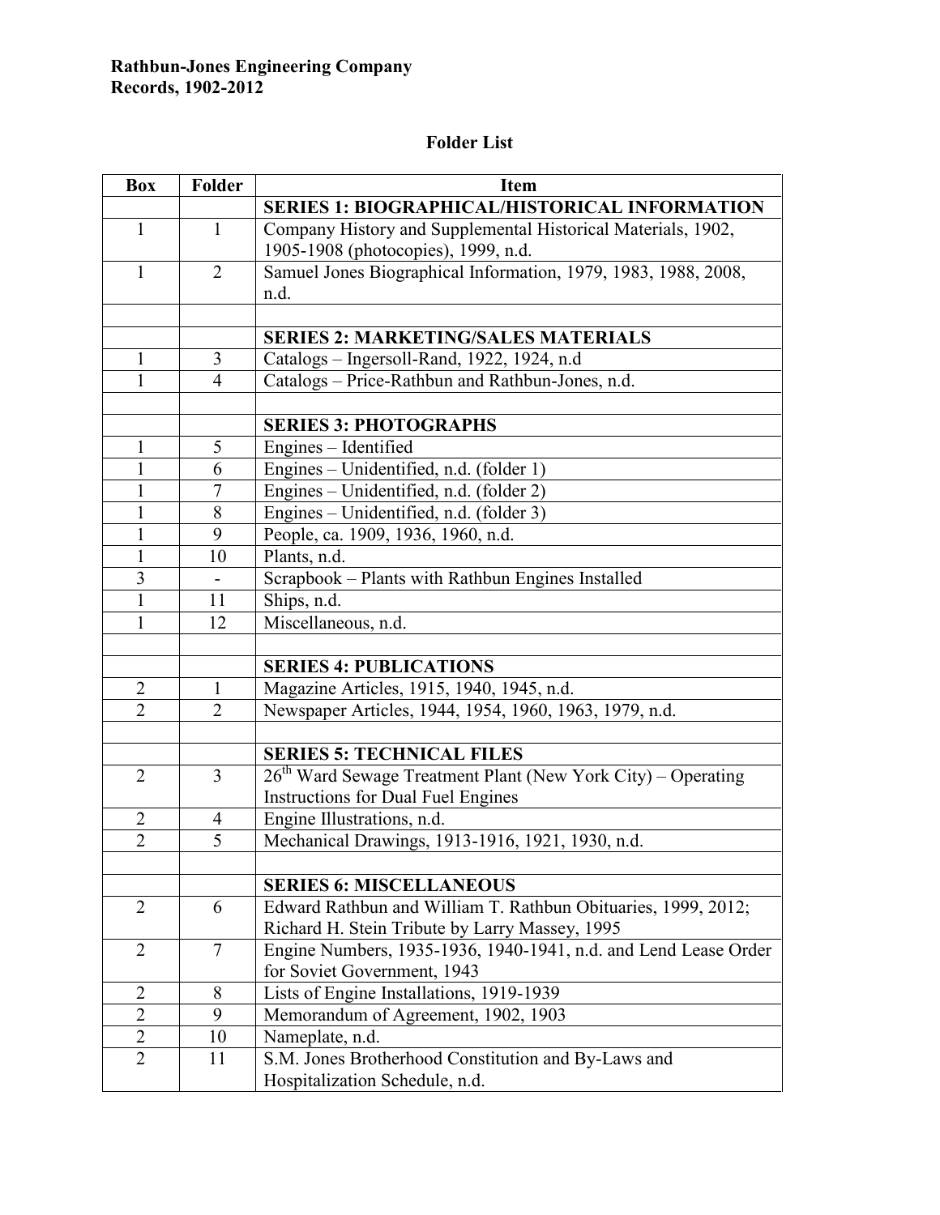**Rathbun-Jones Engineering Company**
**Records, 1902-2012**

## Folder List

| Box | Folder | Item |
|---|---|---|
| | | **SERIES 1: BIOGRAPHICAL/HISTORICAL INFORMATION** |
| 1 | 1 | Company History and Supplemental Historical Materials, 1902, 1905-1908 (photocopies), 1999, n.d. |
| 1 | 2 | Samuel Jones Biographical Information, 1979, 1983, 1988, 2008, n.d. |
| | | |
| | | **SERIES 2: MARKETING/SALES MATERIALS** |
| 1 | 3 | Catalogs – Ingersoll-Rand, 1922, 1924, n.d |
| 1 | 4 | Catalogs – Price-Rathbun and Rathbun-Jones, n.d. |
| | | |
| | | **SERIES 3: PHOTOGRAPHS** |
| 1 | 5 | Engines – Identified |
| 1 | 6 | Engines – Unidentified, n.d. (folder 1) |
| 1 | 7 | Engines – Unidentified, n.d. (folder 2) |
| 1 | 8 | Engines – Unidentified, n.d. (folder 3) |
| 1 | 9 | People, ca. 1909, 1936, 1960, n.d. |
| 1 | 10 | Plants, n.d. |
| 3 | - | Scrapbook – Plants with Rathbun Engines Installed |
| 1 | 11 | Ships, n.d. |
| 1 | 12 | Miscellaneous, n.d. |
| | | |
| | | **SERIES 4: PUBLICATIONS** |
| 2 | 1 | Magazine Articles, 1915, 1940, 1945, n.d. |
| 2 | 2 | Newspaper Articles, 1944, 1954, 1960, 1963, 1979, n.d. |
| | | |
| | | **SERIES 5: TECHNICAL FILES** |
| 2 | 3 | 26th Ward Sewage Treatment Plant (New York City) – Operating Instructions for Dual Fuel Engines |
| 2 | 4 | Engine Illustrations, n.d. |
| 2 | 5 | Mechanical Drawings, 1913-1916, 1921, 1930, n.d. |
| | | |
| | | **SERIES 6: MISCELLANEOUS** |
| 2 | 6 | Edward Rathbun and William T. Rathbun Obituaries, 1999, 2012; Richard H. Stein Tribute by Larry Massey, 1995 |
| 2 | 7 | Engine Numbers, 1935-1936, 1940-1941, n.d. and Lend Lease Order for Soviet Government, 1943 |
| 2 | 8 | Lists of Engine Installations, 1919-1939 |
| 2 | 9 | Memorandum of Agreement, 1902, 1903 |
| 2 | 10 | Nameplate, n.d. |
| 2 | 11 | S.M. Jones Brotherhood Constitution and By-Laws and Hospitalization Schedule, n.d. |